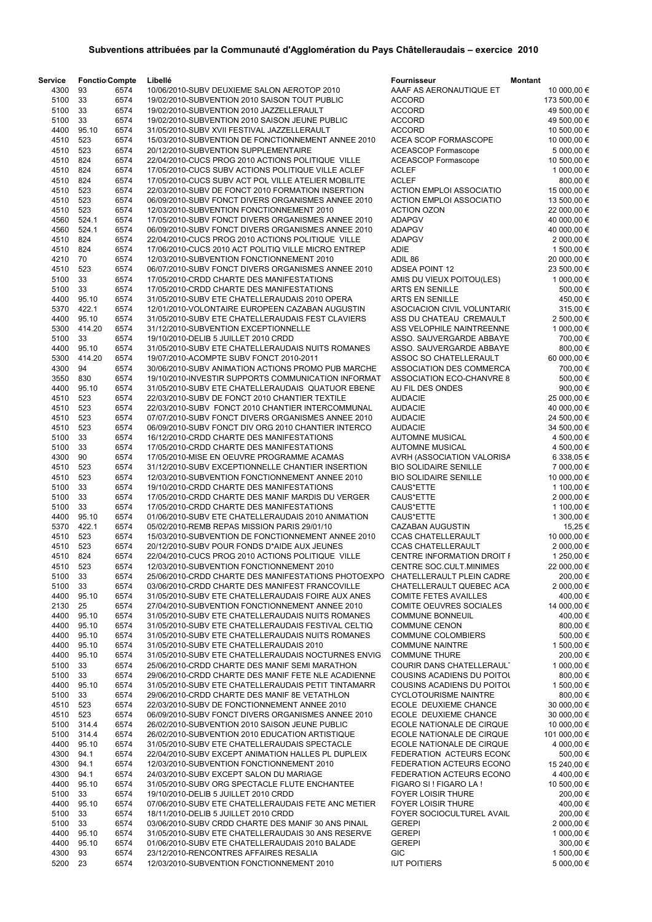# Subventions attribuées par la Communauté d'Agglomération du Pays Châtelleraudais – exercice 2010

| Service | Fonctio | Compte | Libellé | Fournisseur | Montant |
|---|---|---|---|---|---|
| 4300 | 93 | 6574 | 10/06/2010-SUBV DEUXIEME SALON AEROTOP 2010 | AAAF AS AERONAUTIQUE ET | 10 000,00 € |
| 5100 | 33 | 6574 | 19/02/2010-SUBVENTION 2010 SAISON TOUT PUBLIC | ACCORD | 173 500,00 € |
| 5100 | 33 | 6574 | 19/02/2010-SUBVENTION 2010 JAZZELLERAULT | ACCORD | 49 500,00 € |
| 5100 | 33 | 6574 | 19/02/2010-SUBVENTION 2010 SAISON JEUNE PUBLIC | ACCORD | 49 500,00 € |
| 4400 | 95.10 | 6574 | 31/05/2010-SUBV XVII FESTIVAL JAZZELLERAULT | ACCORD | 10 500,00 € |
| 4510 | 523 | 6574 | 15/03/2010-SUBVENTION DE FONCTIONNEMENT ANNEE 2010 | ACEA SCOP FORMASCOPE | 10 000,00 € |
| 4510 | 523 | 6574 | 20/12/2010-SUBVENTION SUPPLEMENTAIRE | ACEASCOP Formascope | 5 000,00 € |
| 4510 | 824 | 6574 | 22/04/2010-CUCS PROG 2010 ACTIONS POLITIQUE VILLE | ACEASCOP Formascope | 10 500,00 € |
| 4510 | 824 | 6574 | 17/05/2010-CUCS SUBV ACTIONS POLITIQUE VILLE ACLEF | ACLEF | 1 000,00 € |
| 4510 | 824 | 6574 | 17/05/2010-CUCS SUBV ACT POL VILLE ATELIER MOBILITE | ACLEF | 800,00 € |
| 4510 | 523 | 6574 | 22/03/2010-SUBV DE FONCT 2010 FORMATION INSERTION | ACTION EMPLOI ASSOCIATIO | 15 000,00 € |
| 4510 | 523 | 6574 | 06/09/2010-SUBV FONCT DIVERS ORGANISMES ANNEE 2010 | ACTION EMPLOI ASSOCIATIO | 13 500,00 € |
| 4510 | 523 | 6574 | 12/03/2010-SUBVENTION FONCTIONNEMENT 2010 | ACTION OZON | 22 000,00 € |
| 4560 | 524.1 | 6574 | 17/05/2010-SUBV FONCT DIVERS ORGANISMES ANNEE 2010 | ADAPGV | 40 000,00 € |
| 4560 | 524.1 | 6574 | 06/09/2010-SUBV FONCT DIVERS ORGANISMES ANNEE 2010 | ADAPGV | 40 000,00 € |
| 4510 | 824 | 6574 | 22/04/2010-CUCS PROG 2010 ACTIONS POLITIQUE VILLE | ADAPGV | 2 000,00 € |
| 4510 | 824 | 6574 | 17/06/2010-CUCS 2010 ACT POLITIQ VILLE MICRO ENTREP | ADIE | 1 500,00 € |
| 4210 | 70 | 6574 | 12/03/2010-SUBVENTION FONCTIONNEMENT 2010 | ADIL 86 | 20 000,00 € |
| 4510 | 523 | 6574 | 06/07/2010-SUBV FONCT DIVERS ORGANISMES ANNEE 2010 | ADSEA POINT 12 | 23 500,00 € |
| 5100 | 33 | 6574 | 17/05/2010-CRDD CHARTE DES MANIFESTATIONS | AMIS DU VIEUX POITOU(LES) | 1 000,00 € |
| 5100 | 33 | 6574 | 17/05/2010-CRDD CHARTE DES MANIFESTATIONS | ARTS EN SENILLE | 500,00 € |
| 4400 | 95.10 | 6574 | 31/05/2010-SUBV ETE CHATELLERAUDAIS 2010 OPERA | ARTS EN SENILLE | 450,00 € |
| 5370 | 422.1 | 6574 | 12/01/2010-VOLONTAIRE EUROPEEN CAZABAN AUGUSTIN | ASOCIACION CIVIL VOLUNTARI( | 315,00 € |
| 4400 | 95.10 | 6574 | 31/05/2010-SUBV ETE CHATELLERAUDAIS FEST CLAVIERS | ASS DU CHATEAU CREMAULT | 2 500,00 € |
| 5300 | 414.20 | 6574 | 31/12/2010-SUBVENTION EXCEPTIONNELLE | ASS VELOPHILE NAINTREENNE | 1 000,00 € |
| 5100 | 33 | 6574 | 19/10/2010-DELIB 5 JUILLET 2010 CRDD | ASSO. SAUVERGARDE ABBAYE | 700,00 € |
| 4400 | 95.10 | 6574 | 31/05/2010-SUBV ETE CHATELLERAUDAIS NUITS ROMANES | ASSO. SAUVERGARDE ABBAYE | 800,00 € |
| 5300 | 414.20 | 6574 | 19/07/2010-ACOMPTE SUBV FONCT 2010-2011 | ASSOC SO CHATELLERAULT | 60 000,00 € |
| 4300 | 94 | 6574 | 30/06/2010-SUBV ANIMATION ACTIONS PROMO PUB MARCHE | ASSOCIATION DES COMMERCA | 700,00 € |
| 3550 | 830 | 6574 | 19/10/2010-INVESTIR SUPPORTS COMMUNICATION INFORMAT | ASSOCIATION ECO-CHANVRE 8 | 500,00 € |
| 4400 | 95.10 | 6574 | 31/05/2010-SUBV ETE CHATELLERAUDAIS QUATUOR EBENE | AU FIL DES ONDES | 900,00 € |
| 4510 | 523 | 6574 | 22/03/2010-SUBV DE FONCT 2010 CHANTIER TEXTILE | AUDACIE | 25 000,00 € |
| 4510 | 523 | 6574 | 22/03/2010-SUBV FONCT 2010 CHANTIER INTERCOMMUNAL | AUDACIE | 40 000,00 € |
| 4510 | 523 | 6574 | 07/07/2010-SUBV FONCT DIVERS ORGANISMES ANNEE 2010 | AUDACIE | 24 500,00 € |
| 4510 | 523 | 6574 | 06/09/2010-SUBV FONCT DIV ORG 2010 CHANTIER INTERCO | AUDACIE | 34 500,00 € |
| 5100 | 33 | 6574 | 16/12/2010-CRDD CHARTE DES MANIFESTATIONS | AUTOMNE MUSICAL | 4 500,00 € |
| 5100 | 33 | 6574 | 17/05/2010-CRDD CHARTE DES MANIFESTATIONS | AUTOMNE MUSICAL | 4 500,00 € |
| 4300 | 90 | 6574 | 17/05/2010-MISE EN OEUVRE PROGRAMME ACAMAS | AVRH (ASSOCIATION VALORISA | 6 338,05 € |
| 4510 | 523 | 6574 | 31/12/2010-SUBV EXCEPTIONNELLE CHANTIER INSERTION | BIO SOLIDAIRE SENILLE | 7 000,00 € |
| 4510 | 523 | 6574 | 12/03/2010-SUBVENTION FONCTIONNEMENT ANNEE 2010 | BIO SOLIDAIRE SENILLE | 10 000,00 € |
| 5100 | 33 | 6574 | 19/10/2010-CRDD CHARTE DES MANIFESTATIONS | CAUS*ETTE | 1 100,00 € |
| 5100 | 33 | 6574 | 17/05/2010-CRDD CHARTE DES MANIF MARDIS DU VERGER | CAUS*ETTE | 2 000,00 € |
| 5100 | 33 | 6574 | 17/05/2010-CRDD CHARTE DES MANIFESTATIONS | CAUS*ETTE | 1 100,00 € |
| 4400 | 95.10 | 6574 | 01/06/2010-SUBV ETE CHATELLERAUDAIS 2010 ANIMATION | CAUS*ETTE | 1 300,00 € |
| 5370 | 422.1 | 6574 | 05/02/2010-REMB REPAS MISSION PARIS 29/01/10 | CAZABAN AUGUSTIN | 15,25 € |
| 4510 | 523 | 6574 | 15/03/2010-SUBVENTION DE FONCTIONNEMENT ANNEE 2010 | CCAS CHATELLERAULT | 10 000,00 € |
| 4510 | 523 | 6574 | 20/12/2010-SUBV POUR FONDS D*AIDE AUX JEUNES | CCAS CHATELLERAULT | 2 000,00 € |
| 4510 | 824 | 6574 | 22/04/2010-CUCS PROG 2010 ACTIONS POLITIQUE VILLE | CENTRE INFORMATION DROIT F | 1 250,00 € |
| 4510 | 523 | 6574 | 12/03/2010-SUBVENTION FONCTIONNEMENT 2010 | CENTRE SOC.CULT.MINIMES | 22 000,00 € |
| 5100 | 33 | 6574 | 25/06/2010-CRDD CHARTE DES MANIFESTATIONS PHOTOEXPO | CHATELLERAULT PLEIN CADRE | 200,00 € |
| 5100 | 33 | 6574 | 03/06/2010-CRDD CHARTE DES MANIFEST FRANCOVILLE | CHATELLERAULT QUEBEC ACA | 2 000,00 € |
| 4400 | 95.10 | 6574 | 31/05/2010-SUBV ETE CHATELLERAUDAIS FOIRE AUX ANES | COMITE FETES AVAILLES | 400,00 € |
| 2130 | 25 | 6574 | 27/04/2010-SUBVENTION FONCTIONNEMENT ANNEE 2010 | COMITE OEUVRES SOCIALES | 14 000,00 € |
| 4400 | 95.10 | 6574 | 31/05/2010-SUBV ETE CHATELLERAUDAIS NUITS ROMANES | COMMUNE BONNEUIL | 400,00 € |
| 4400 | 95.10 | 6574 | 31/05/2010-SUBV ETE CHATELLERAUDAIS FESTIVAL CELTIQ | COMMUNE CENON | 800,00 € |
| 4400 | 95.10 | 6574 | 31/05/2010-SUBV ETE CHATELLERAUDAIS NUITS ROMANES | COMMUNE COLOMBIERS | 500,00 € |
| 4400 | 95.10 | 6574 | 31/05/2010-SUBV ETE CHATELLERAUDAIS 2010 | COMMUNE NAINTRE | 1 500,00 € |
| 4400 | 95.10 | 6574 | 31/05/2010-SUBV ETE CHATELLERAUDAIS NOCTURNES ENVIG | COMMUNE THURE | 200,00 € |
| 5100 | 33 | 6574 | 25/06/2010-CRDD CHARTE DES MANIF SEMI MARATHON | COURIR DANS CHATELLERAUL | 1 000,00 € |
| 5100 | 33 | 6574 | 29/06/2010-CRDD CHARTE DES MANIF FETE NLE ACADIENNE | COUSINS ACADIENS DU POITOU | 800,00 € |
| 4400 | 95.10 | 6574 | 31/05/2010-SUBV ETE CHATELLERAUDAIS PETIT TINTAMARR | COUSINS ACADIENS DU POITOU | 1 500,00 € |
| 5100 | 33 | 6574 | 29/06/2010-CRDD CHARTE DES MANIF 8E VETATHLON | CYCLOTOURISME NAINTRE | 800,00 € |
| 4510 | 523 | 6574 | 22/03/2010-SUBV DE FONCTIONNEMENT ANNEE 2010 | ECOLE DEUXIEME CHANCE | 30 000,00 € |
| 4510 | 523 | 6574 | 06/09/2010-SUBV FONCT DIVERS ORGANISMES ANNEE 2010 | ECOLE DEUXIEME CHANCE | 30 000,00 € |
| 5100 | 314.4 | 6574 | 26/02/2010-SUBVENTION 2010 SAISON JEUNE PUBLIC | ECOLE NATIONALE DE CIRQUE | 10 000,00 € |
| 5100 | 314.4 | 6574 | 26/02/2010-SUBVENTION 2010 EDUCATION ARTISTIQUE | ECOLE NATIONALE DE CIRQUE | 101 000,00 € |
| 4400 | 95.10 | 6574 | 31/05/2010-SUBV ETE CHATELLERAUDAIS SPECTACLE | ECOLE NATIONALE DE CIRQUE | 4 000,00 € |
| 4300 | 94.1 | 6574 | 22/04/2010-SUBV EXCEPT ANIMATION HALLES PL DUPLEIX | FEDERATION ACTEURS ECONC | 500,00 € |
| 4300 | 94.1 | 6574 | 12/03/2010-SUBVENTION FONCTIONNEMENT 2010 | FEDERATION ACTEURS ECONO | 15 240,00 € |
| 4300 | 94.1 | 6574 | 24/03/2010-SUBV EXCEPT SALON DU MARIAGE | FEDERATION ACTEURS ECONO | 4 400,00 € |
| 4400 | 95.10 | 6574 | 31/05/2010-SUBV ORG SPECTACLE FLUTE ENCHANTEE | FIGARO SI ! FIGARO LA ! | 10 500,00 € |
| 5100 | 33 | 6574 | 19/10/2010-DELIB 5 JUILLET 2010 CRDD | FOYER LOISIR THURE | 200,00 € |
| 4400 | 95.10 | 6574 | 07/06/2010-SUBV ETE CHATELLERAUDAIS FETE ANC METIER | FOYER LOISIR THURE | 400,00 € |
| 5100 | 33 | 6574 | 18/11/2010-DELIB 5 JUILLET 2010 CRDD | FOYER SOCIOCULTUREL AVAIL | 200,00 € |
| 5100 | 33 | 6574 | 03/06/2010-SUBV CRDD CHARTE DES MANIF 30 ANS PINAIL | GEREPI | 2 000,00 € |
| 4400 | 95.10 | 6574 | 31/05/2010-SUBV ETE CHATELLERAUDAIS 30 ANS RESERVE | GEREPI | 1 000,00 € |
| 4400 | 95.10 | 6574 | 01/06/2010-SUBV ETE CHATELLERAUDAIS 2010 BALADE | GEREPI | 300,00 € |
| 4300 | 93 | 6574 | 23/12/2010-RENCONTRES AFFAIRES RESALIA | GIC | 1 500,00 € |
| 5200 | 23 | 6574 | 12/03/2010-SUBVENTION FONCTIONNEMENT 2010 | IUT POITIERS | 5 000,00 € |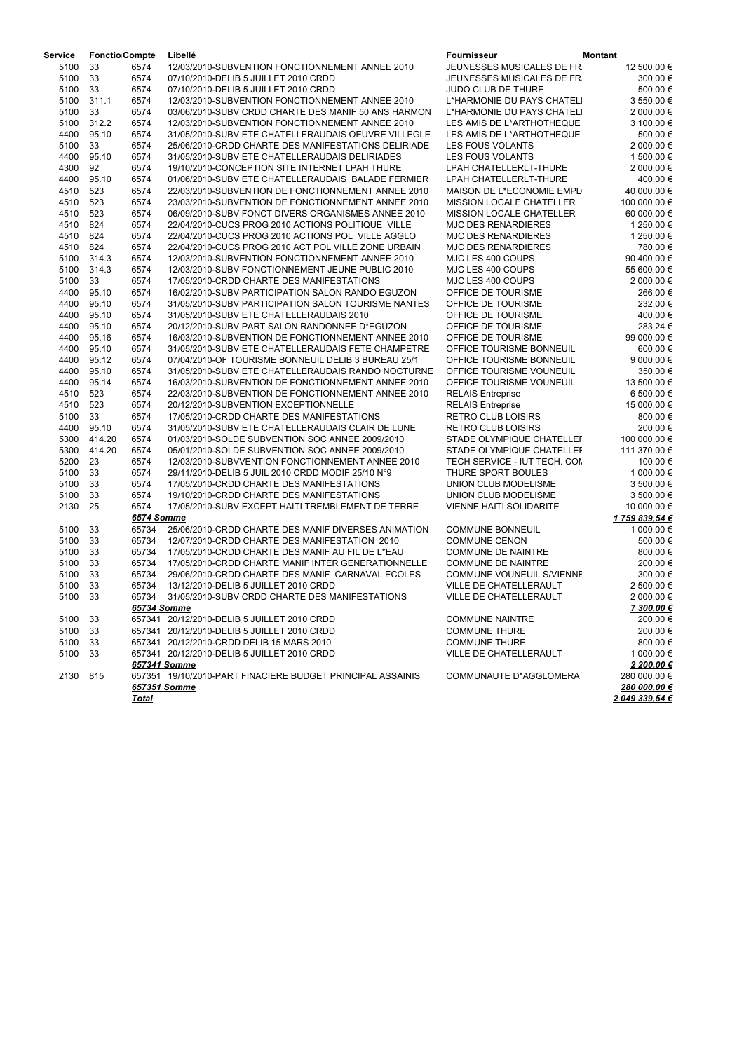| Service | Fonctio | Compte | Libellé | Fournisseur | Montant |
|---|---|---|---|---|---|
| 5100 | 33 | 6574 | 12/03/2010-SUBVENTION FONCTIONNEMENT ANNEE 2010 | JEUNESSES MUSICALES DE FR. | 12 500,00 € |
| 5100 | 33 | 6574 | 07/10/2010-DELIB 5 JUILLET 2010 CRDD | JEUNESSES MUSICALES DE FR. | 300,00 € |
| 5100 | 33 | 6574 | 07/10/2010-DELIB 5 JUILLET 2010 CRDD | JUDO CLUB DE THURE | 500,00 € |
| 5100 | 311.1 | 6574 | 12/03/2010-SUBVENTION FONCTIONNEMENT ANNEE 2010 | L*HARMONIE DU PAYS CHATELI | 3 550,00 € |
| 5100 | 33 | 6574 | 03/06/2010-SUBV CRDD CHARTE DES MANIF 50 ANS HARMON | L*HARMONIE DU PAYS CHATELI | 2 000,00 € |
| 5100 | 312.2 | 6574 | 12/03/2010-SUBVENTION FONCTIONNEMENT ANNEE 2010 | LES AMIS DE L*ARTHOTHEQUE | 3 100,00 € |
| 4400 | 95.10 | 6574 | 31/05/2010-SUBV ETE CHATELLERAUDAIS OEUVRE VILLEGLE | LES AMIS DE L*ARTHOTHEQUE | 500,00 € |
| 5100 | 33 | 6574 | 25/06/2010-CRDD CHARTE DES MANIFESTATIONS DELIRIADE | LES FOUS VOLANTS | 2 000,00 € |
| 4400 | 95.10 | 6574 | 31/05/2010-SUBV ETE CHATELLERAUDAIS DELIRIADES | LES FOUS VOLANTS | 1 500,00 € |
| 4300 | 92 | 6574 | 19/10/2010-CONCEPTION SITE INTERNET LPAH THURE | LPAH CHATELLERLT-THURE | 2 000,00 € |
| 4400 | 95.10 | 6574 | 01/06/2010-SUBV ETE CHATELLERAUDAIS BALADE FERMIER | LPAH CHATELLERLT-THURE | 400,00 € |
| 4510 | 523 | 6574 | 22/03/2010-SUBVENTION DE FONCTIONNEMENT ANNEE 2010 | MAISON DE L*ECONOMIE EMPL | 40 000,00 € |
| 4510 | 523 | 6574 | 23/03/2010-SUBVENTION DE FONCTIONNEMENT ANNEE 2010 | MISSION LOCALE CHATELLER | 100 000,00 € |
| 4510 | 523 | 6574 | 06/09/2010-SUBV FONCT DIVERS ORGANISMES ANNEE 2010 | MISSION LOCALE CHATELLER | 60 000,00 € |
| 4510 | 824 | 6574 | 22/04/2010-CUCS PROG 2010 ACTIONS POLITIQUE VILLE | MJC DES RENARDIERES | 1 250,00 € |
| 4510 | 824 | 6574 | 22/04/2010-CUCS PROG 2010 ACTIONS POL VILLE AGGLO | MJC DES RENARDIERES | 1 250,00 € |
| 4510 | 824 | 6574 | 22/04/2010-CUCS PROG 2010 ACT POL VILLE ZONE URBAIN | MJC DES RENARDIERES | 780,00 € |
| 5100 | 314.3 | 6574 | 12/03/2010-SUBVENTION FONCTIONNEMENT ANNEE 2010 | MJC LES 400 COUPS | 90 400,00 € |
| 5100 | 314.3 | 6574 | 12/03/2010-SUBV FONCTIONNEMENT JEUNE PUBLIC 2010 | MJC LES 400 COUPS | 55 600,00 € |
| 5100 | 33 | 6574 | 17/05/2010-CRDD CHARTE DES MANIFESTATIONS | MJC LES 400 COUPS | 2 000,00 € |
| 4400 | 95.10 | 6574 | 16/02/2010-SUBV PARTICIPATION SALON RANDO EGUZON | OFFICE DE TOURISME | 266,00 € |
| 4400 | 95.10 | 6574 | 31/05/2010-SUBV PARTICIPATION SALON TOURISME NANTES | OFFICE DE TOURISME | 232,00 € |
| 4400 | 95.10 | 6574 | 31/05/2010-SUBV ETE CHATELLERAUDAIS 2010 | OFFICE DE TOURISME | 400,00 € |
| 4400 | 95.10 | 6574 | 20/12/2010-SUBV PART SALON RANDONNEE D*EGUZON | OFFICE DE TOURISME | 283,24 € |
| 4400 | 95.16 | 6574 | 16/03/2010-SUBVENTION DE FONCTIONNEMENT ANNEE 2010 | OFFICE DE TOURISME | 99 000,00 € |
| 4400 | 95.10 | 6574 | 31/05/2010-SUBV ETE CHATELLERAUDAIS FETE CHAMPETRE | OFFICE TOURISME BONNEUIL | 600,00 € |
| 4400 | 95.12 | 6574 | 07/04/2010-OF TOURISME BONNEUIL DELIB 3 BUREAU 25/1 | OFFICE TOURISME BONNEUIL | 9 000,00 € |
| 4400 | 95.10 | 6574 | 31/05/2010-SUBV ETE CHATELLERAUDAIS RANDO NOCTURNE | OFFICE TOURISME VOUNEUIL | 350,00 € |
| 4400 | 95.14 | 6574 | 16/03/2010-SUBVENTION DE FONCTIONNEMENT ANNEE 2010 | OFFICE TOURISME VOUNEUIL | 13 500,00 € |
| 4510 | 523 | 6574 | 22/03/2010-SUBVENTION DE FONCTIONNEMENT ANNEE 2010 | RELAIS Entreprise | 6 500,00 € |
| 4510 | 523 | 6574 | 20/12/2010-SUBVENTION EXCEPTIONNELLE | RELAIS Entreprise | 15 000,00 € |
| 5100 | 33 | 6574 | 17/05/2010-CRDD CHARTE DES MANIFESTATIONS | RETRO CLUB LOISIRS | 800,00 € |
| 4400 | 95.10 | 6574 | 31/05/2010-SUBV ETE CHATELLERAUDAIS CLAIR DE LUNE | RETRO CLUB LOISIRS | 200,00 € |
| 5300 | 414.20 | 6574 | 01/03/2010-SOLDE SUBVENTION SOC ANNEE 2009/2010 | STADE OLYMPIQUE CHATELLEF | 100 000,00 € |
| 5300 | 414.20 | 6574 | 05/01/2010-SOLDE SUBVENTION SOC ANNEE 2009/2010 | STADE OLYMPIQUE CHATELLEF | 111 370,00 € |
| 5200 | 23 | 6574 | 12/03/2010-SUBVVENTION FONCTIONNEMENT ANNEE 2010 | TECH SERVICE - IUT TECH. CON | 100,00 € |
| 5100 | 33 | 6574 | 29/11/2010-DELIB 5 JUIL 2010 CRDD MODIF 25/10 N°9 | THURE SPORT BOULES | 1 000,00 € |
| 5100 | 33 | 6574 | 17/05/2010-CRDD CHARTE DES MANIFESTATIONS | UNION CLUB MODELISME | 3 500,00 € |
| 5100 | 33 | 6574 | 19/10/2010-CRDD CHARTE DES MANIFESTATIONS | UNION CLUB MODELISME | 3 500,00 € |
| 2130 | 25 | 6574 | 17/05/2010-SUBV EXCEPT HAITI TREMBLEMENT DE TERRE | VIENNE HAITI SOLIDARITE | 10 000,00 € |
| | | ***6574 Somme*** | | | ***1 759 839,54 €*** |
| 5100 | 33 | 65734 | 25/06/2010-CRDD CHARTE DES MANIF DIVERSES ANIMATION | COMMUNE BONNEUIL | 1 000,00 € |
| 5100 | 33 | 65734 | 12/07/2010-CRDD CHARTE DES MANIFESTATION 2010 | COMMUNE CENON | 500,00 € |
| 5100 | 33 | 65734 | 17/05/2010-CRDD CHARTE DES MANIF AU FIL DE L*EAU | COMMUNE DE NAINTRE | 800,00 € |
| 5100 | 33 | 65734 | 17/05/2010-CRDD CHARTE MANIF INTER GENERATIONNELLE | COMMUNE DE NAINTRE | 200,00 € |
| 5100 | 33 | 65734 | 29/06/2010-CRDD CHARTE DES MANIF CARNAVAL ECOLES | COMMUNE VOUNEUIL S/VIENNE | 300,00 € |
| 5100 | 33 | 65734 | 13/12/2010-DELIB 5 JUILLET 2010 CRDD | VILLE DE CHATELLERAULT | 2 500,00 € |
| 5100 | 33 | 65734 | 31/05/2010-SUBV CRDD CHARTE DES MANIFESTATIONS | VILLE DE CHATELLERAULT | 2 000,00 € |
| | | ***65734 Somme*** | | | ***7 300,00 €*** |
| 5100 | 33 | 657341 | 20/12/2010-DELIB 5 JUILLET 2010 CRDD | COMMUNE NAINTRE | 200,00 € |
| 5100 | 33 | 657341 | 20/12/2010-DELIB 5 JUILLET 2010 CRDD | COMMUNE THURE | 200,00 € |
| 5100 | 33 | 657341 | 20/12/2010-CRDD DELIB 15 MARS 2010 | COMMUNE THURE | 800,00 € |
| 5100 | 33 | 657341 | 20/12/2010-DELIB 5 JUILLET 2010 CRDD | VILLE DE CHATELLERAULT | 1 000,00 € |
| | | ***657341 Somme*** | | | ***2 200,00 €*** |
| 2130 | 815 | 657351 | 19/10/2010-PART FINACIERE BUDGET PRINCIPAL ASSAINIS | COMMUNAUTE D*AGGLOMERA | 280 000,00 € |
| | | ***657351 Somme*** | | | ***280 000,00 €*** |
| | | ***Total*** | | | ***2 049 339,54 €*** |